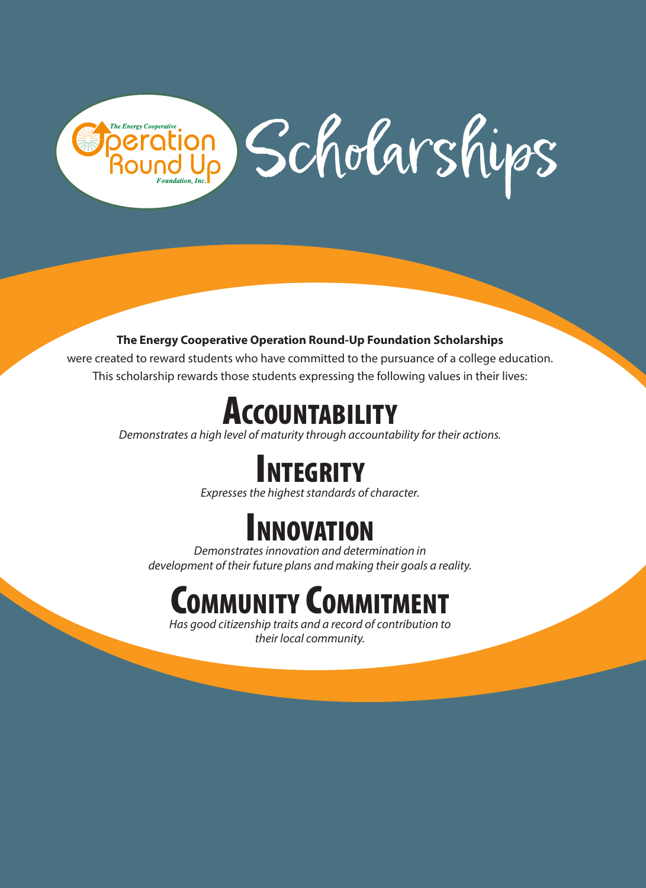The Energy Cooperative Operation Round Up Foundation, Inc.

# Scholarships

**The Energy Cooperative Operation Round-Up Foundation Scholarships** were created to reward students who have committed to the pursuance of a college education. This scholarship rewards those students expressing the following values in their lives:

## Accountability

*Demonstrates a high level of maturity through accountability for their actions.*

## Integrity

*Expresses the highest standards of character.*

## Innovation

*Demonstrates innovation and determination in development of their future plans and making their goals a reality.*

## Community Commitment

*Has good citizenship traits and a record of contribution to their local community.*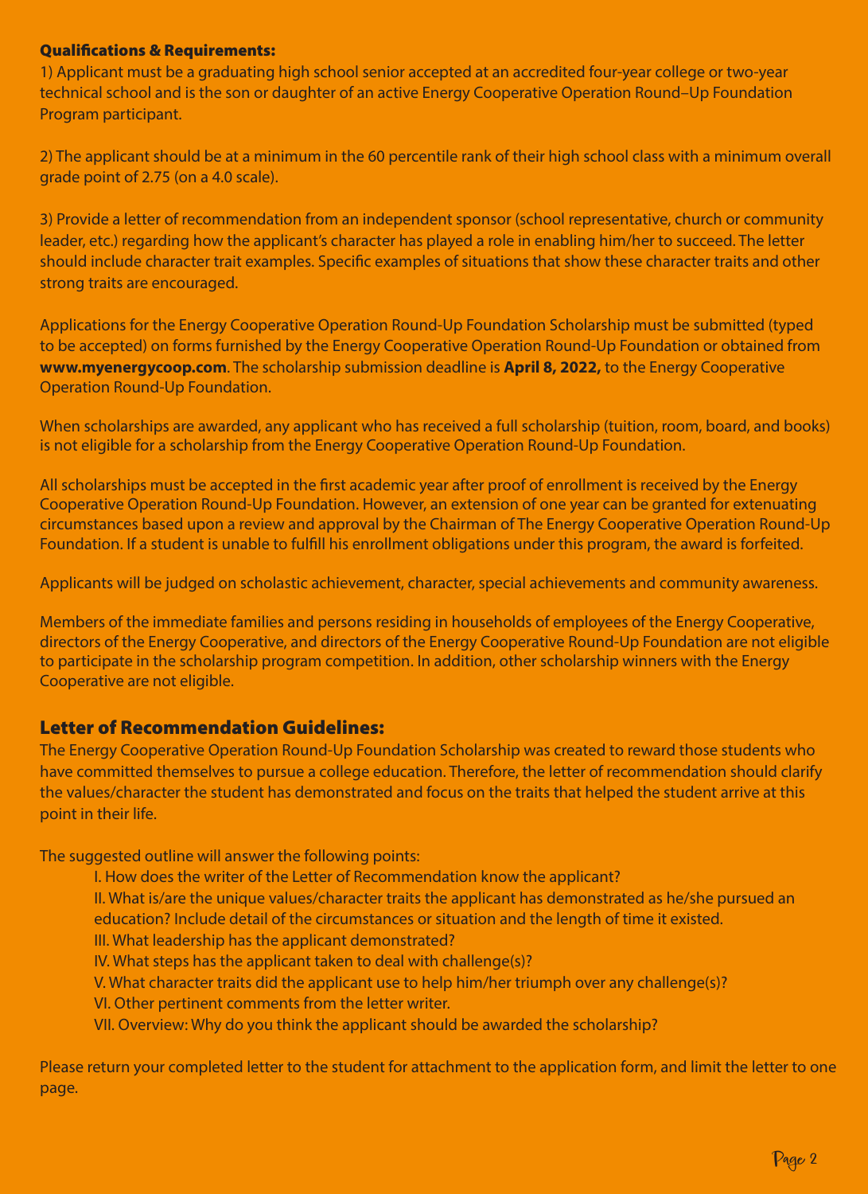## Qualifications & Requirements:

1) Applicant must be a graduating high school senior accepted at an accredited four-year college or two-year technical school and is the son or daughter of an active Energy Cooperative Operation Round–Up Foundation Program participant.

2) The applicant should be at a minimum in the 60 percentile rank of their high school class with a minimum overall grade point of 2.75 (on a 4.0 scale).

3) Provide a letter of recommendation from an independent sponsor (school representative, church or community leader, etc.) regarding how the applicant's character has played a role in enabling him/her to succeed. The letter should include character trait examples. Specific examples of situations that show these character traits and other strong traits are encouraged.

Applications for the Energy Cooperative Operation Round-Up Foundation Scholarship must be submitted (typed to be accepted) on forms furnished by the Energy Cooperative Operation Round-Up Foundation or obtained from **www.myenergycoop.com**. The scholarship submission deadline is **April 8, 2022,** to the Energy Cooperative Operation Round-Up Foundation.

When scholarships are awarded, any applicant who has received a full scholarship (tuition, room, board, and books) is not eligible for a scholarship from the Energy Cooperative Operation Round-Up Foundation.

All scholarships must be accepted in the first academic year after proof of enrollment is received by the Energy Cooperative Operation Round-Up Foundation. However, an extension of one year can be granted for extenuating circumstances based upon a review and approval by the Chairman of The Energy Cooperative Operation Round-Up Foundation. If a student is unable to fulfill his enrollment obligations under this program, the award is forfeited.

Applicants will be judged on scholastic achievement, character, special achievements and community awareness.

Members of the immediate families and persons residing in households of employees of the Energy Cooperative, directors of the Energy Cooperative, and directors of the Energy Cooperative Round-Up Foundation are not eligible to participate in the scholarship program competition. In addition, other scholarship winners with the Energy Cooperative are not eligible.

## Letter of Recommendation Guidelines:

The Energy Cooperative Operation Round-Up Foundation Scholarship was created to reward those students who have committed themselves to pursue a college education. Therefore, the letter of recommendation should clarify the values/character the student has demonstrated and focus on the traits that helped the student arrive at this point in their life.

The suggested outline will answer the following points:

- I. How does the writer of the Letter of Recommendation know the applicant?
- II. What is/are the unique values/character traits the applicant has demonstrated as he/she pursued an education? Include detail of the circumstances or situation and the length of time it existed.
- III. What leadership has the applicant demonstrated?
- IV. What steps has the applicant taken to deal with challenge(s)?
- V. What character traits did the applicant use to help him/her triumph over any challenge(s)?
- VI. Other pertinent comments from the letter writer.
- VII. Overview: Why do you think the applicant should be awarded the scholarship?

Please return your completed letter to the student for attachment to the application form, and limit the letter to one page.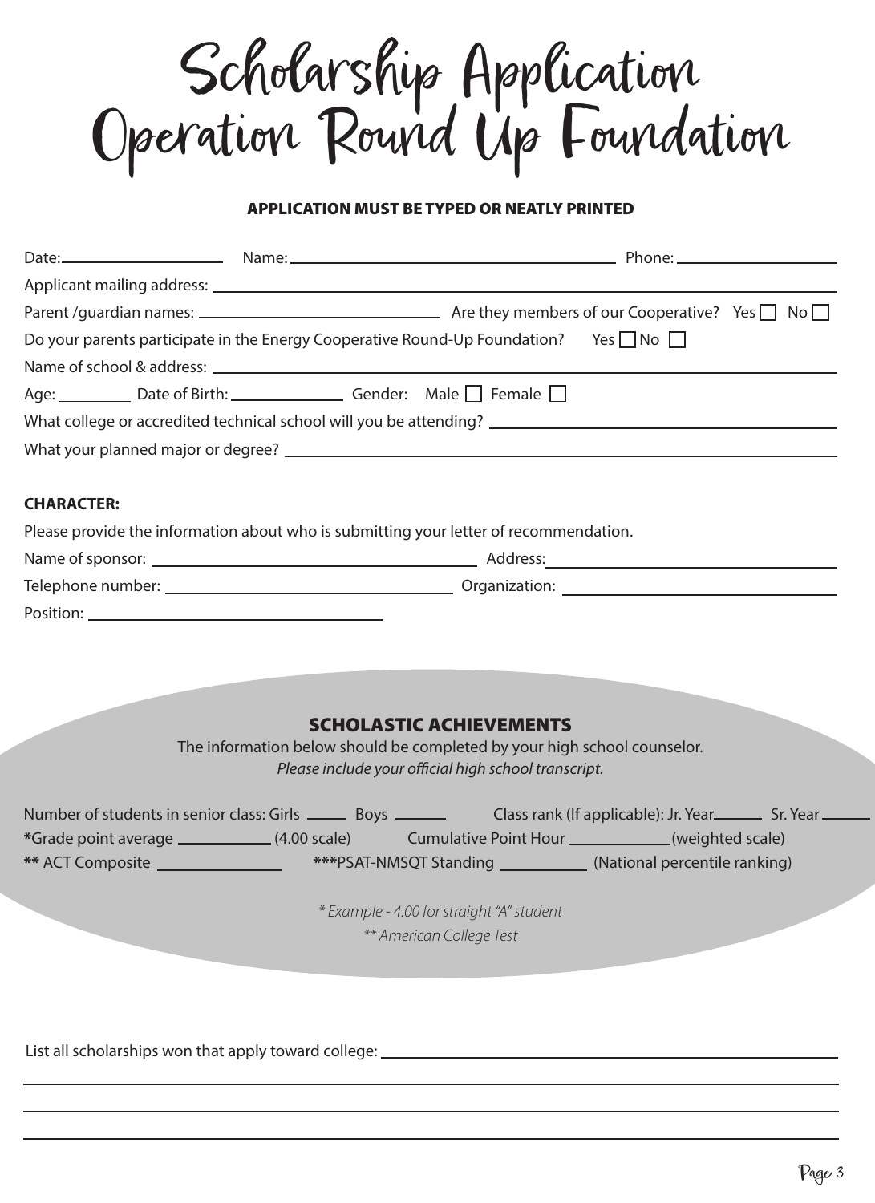# Scholarship Application Operation Round Up Foundation

**APPLICATION MUST BE TYPED OR NEATLY PRINTED**

Date: ____________________ Name: ________________________________________ Phone: ____________________

Applicant mailing address: ________________________________________________________________

Parent /guardian names: ______________________________ Are they members of our Cooperative? Yes ☐ No ☐

Do your parents participate in the Energy Cooperative Round-Up Foundation? Yes ☐ No ☐

Name of school & address: ________________________________________________________________

Age: _________ Date of Birth: ______________ Gender: Male ☐ Female ☐

What college or accredited technical school will you be attending? ______________________________

What your planned major or degree? ______________________________________________________

**CHARACTER:**

Please provide the information about who is submitting your letter of recommendation.

Name of sponsor: ________________________________ Address: ________________________________

Telephone number: ______________________________ Organization: ____________________________

Position: ______________________________

## SCHOLASTIC ACHIEVEMENTS

The information below should be completed by your high school counselor.

*Please include your official high school transcript.*

Number of students in senior class: Girls _____ Boys ______ Class rank (If applicable): Jr. Year______ Sr. Year______

**\***Grade point average ___________ (4.00 scale) Cumulative Point Hour ____________(weighted scale)

**\*\*** ACT Composite ______________ **\*\*\***PSAT-NMSQT Standing __________ (National percentile ranking)

*\* Example - 4.00 for straight "A" student*

*\*\* American College Test*

List all scholarships won that apply toward college: ______________________________________________

________________________________________________________________________________

________________________________________________________________________________

________________________________________________________________________________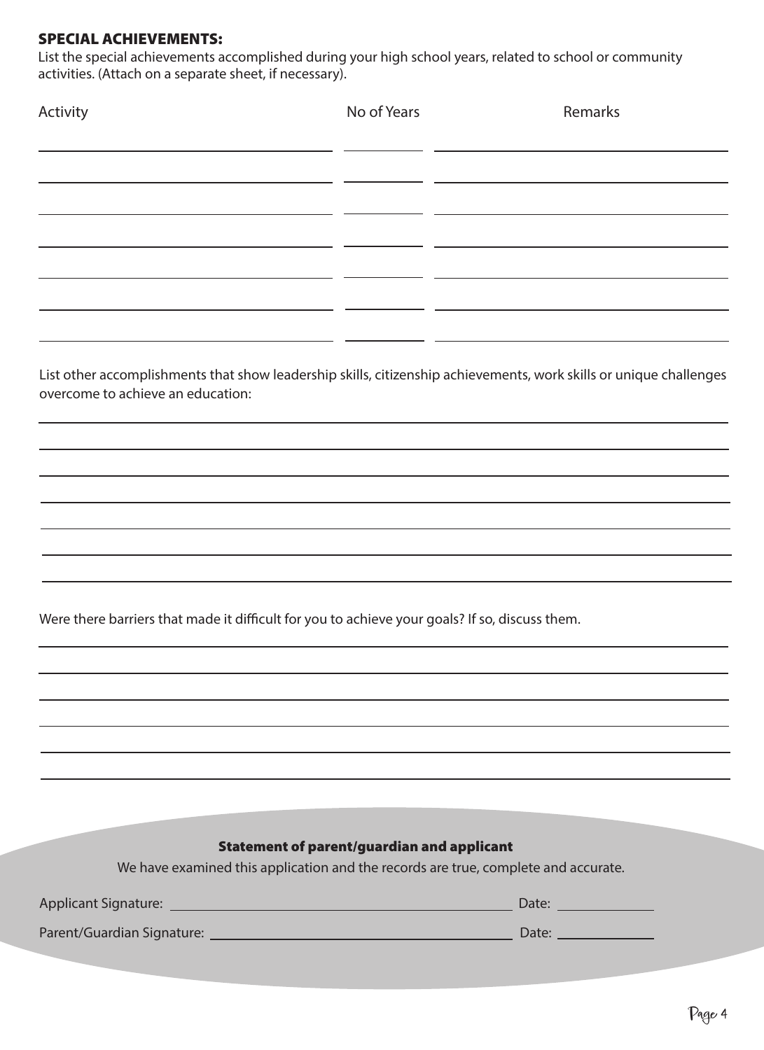## SPECIAL ACHIEVEMENTS:

List the special achievements accomplished during your high school years, related to school or community activities. (Attach on a separate sheet, if necessary).

| Activity | No of Years | Remarks |
|---|---|---|
| | | |
| | | |
| | | |
| | | |
| | | |
| | | |
| | | |

List other accomplishments that show leadership skills, citizenship achievements, work skills or unique challenges overcome to achieve an education:

Were there barriers that made it difficult for you to achieve your goals? If so, discuss them.

### Statement of parent/guardian and applicant

We have examined this application and the records are true, complete and accurate.

Applicant Signature: ______________________ Date: __________

Parent/Guardian Signature: ______________________ Date: __________